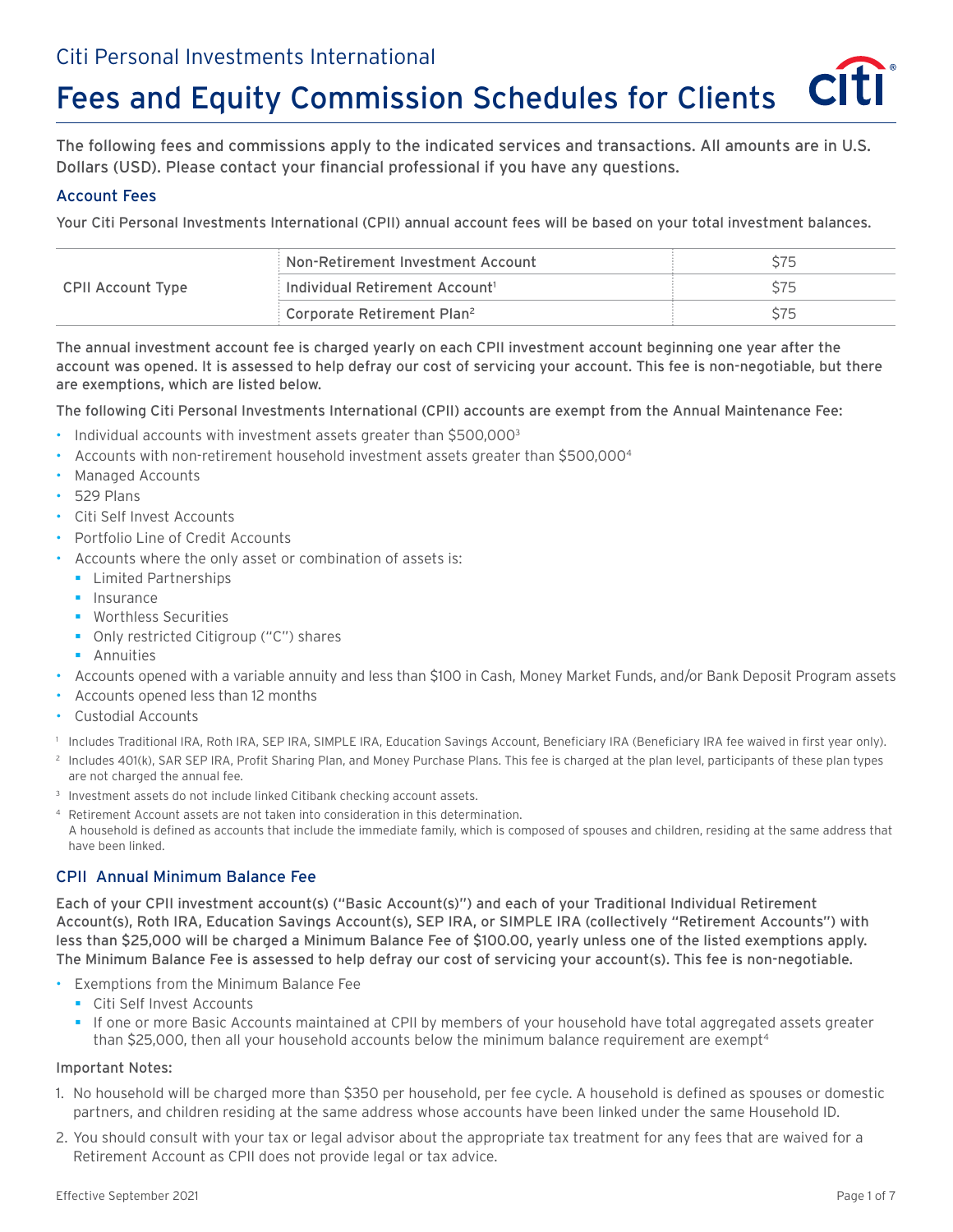Citi Personal Investments International

# Fees and Equity Commission Schedules for Clients

The following fees and commissions apply to the indicated services and transactions. All amounts are in U.S. Dollars (USD). Please contact your financial professional if you have any questions.

## Account Fees

Your Citi Personal Investments International (CPII) annual account fees will be based on your total investment balances.

| CPII Account Type | | |
|---|---|---|
| | Non-Retirement Investment Account | $75 |
| | Individual Retirement Account[1] | $75 |
| | Corporate Retirement Plan[2] | $75 |

The annual investment account fee is charged yearly on each CPII investment account beginning one year after the account was opened. It is assessed to help defray our cost of servicing your account. This fee is non-negotiable, but there are exemptions, which are listed below.

The following Citi Personal Investments International (CPII) accounts are exempt from the Annual Maintenance Fee:

- Individual accounts with investment assets greater than $500,000[3]
- Accounts with non-retirement household investment assets greater than $500,000[4]
- Managed Accounts
- 529 Plans
- Citi Self Invest Accounts
- Portfolio Line of Credit Accounts
- Accounts where the only asset or combination of assets is:
  - Limited Partnerships
  - Insurance
  - Worthless Securities
  - Only restricted Citigroup ("C") shares
  - Annuities
- Accounts opened with a variable annuity and less than $100 in Cash, Money Market Funds, and/or Bank Deposit Program assets
- Accounts opened less than 12 months
- Custodial Accounts

[1] Includes Traditional IRA, Roth IRA, SEP IRA, SIMPLE IRA, Education Savings Account, Beneficiary IRA (Beneficiary IRA fee waived in first year only).

[2] Includes 401(k), SAR SEP IRA, Profit Sharing Plan, and Money Purchase Plans. This fee is charged at the plan level, participants of these plan types are not charged the annual fee.

[3] Investment assets do not include linked Citibank checking account assets.

[4] Retirement Account assets are not taken into consideration in this determination.
A household is defined as accounts that include the immediate family, which is composed of spouses and children, residing at the same address that have been linked.

## CPII Annual Minimum Balance Fee

Each of your CPII investment account(s) ("Basic Account(s)") and each of your Traditional Individual Retirement Account(s), Roth IRA, Education Savings Account(s), SEP IRA, or SIMPLE IRA (collectively "Retirement Accounts") with less than $25,000 will be charged a Minimum Balance Fee of $100.00, yearly unless one of the listed exemptions apply. The Minimum Balance Fee is assessed to help defray our cost of servicing your account(s). This fee is non-negotiable.

- Exemptions from the Minimum Balance Fee
  - Citi Self Invest Accounts
  - If one or more Basic Accounts maintained at CPII by members of your household have total aggregated assets greater than $25,000, then all your household accounts below the minimum balance requirement are exempt[4]

**Important Notes:**

1. No household will be charged more than $350 per household, per fee cycle. A household is defined as spouses or domestic partners, and children residing at the same address whose accounts have been linked under the same Household ID.
2. You should consult with your tax or legal advisor about the appropriate tax treatment for any fees that are waived for a Retirement Account as CPII does not provide legal or tax advice.

Effective September 2021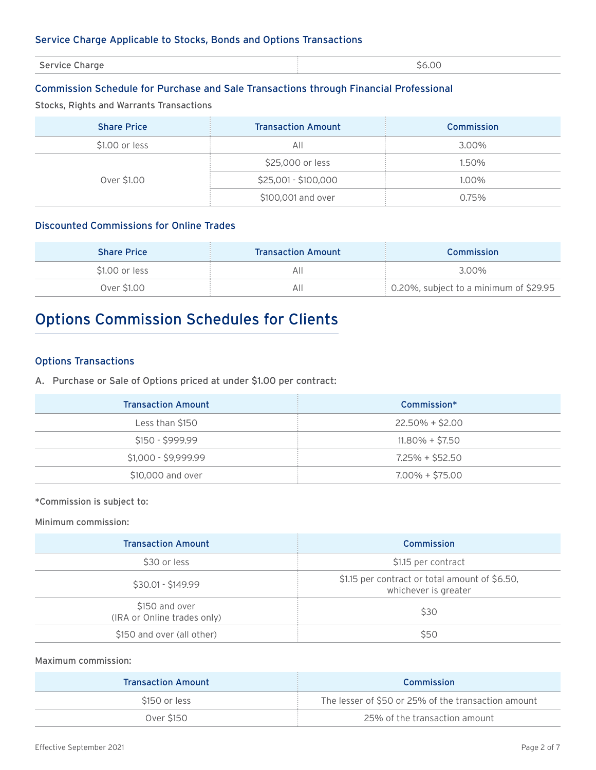### Service Charge Applicable to Stocks, Bonds and Options Transactions

| Service Charge | $6.00 |
|---|---|

### Commission Schedule for Purchase and Sale Transactions through Financial Professional

Stocks, Rights and Warrants Transactions

| Share Price | Transaction Amount | Commission |
|---|---|---|
| $1.00 or less | All | 3.00% |
| Over $1.00 | $25,000 or less | 1.50% |
| | $25,001 - $100,000 | 1.00% |
| | $100,001 and over | 0.75% |

### Discounted Commissions for Online Trades

| Share Price | Transaction Amount | Commission |
|---|---|---|
| $1.00 or less | All | 3.00% |
| Over $1.00 | All | 0.20%, subject to a minimum of $29.95 |

## Options Commission Schedules for Clients

### Options Transactions

A. Purchase or Sale of Options priced at under $1.00 per contract:

| Transaction Amount | Commission* |
|---|---|
| Less than $150 | 22.50% + $2.00 |
| $150 - $999.99 | 11.80% + $7.50 |
| $1,000 - $9,999.99 | 7.25% + $52.50 |
| $10,000 and over | 7.00% + $75.00 |

*Commission is subject to:

Minimum commission:

| Transaction Amount | Commission |
|---|---|
| $30 or less | $1.15 per contract |
| $30.01 - $149.99 | $1.15 per contract or total amount of $6.50, whichever is greater |
| $150 and over (IRA or Online trades only) | $30 |
| $150 and over (all other) | $50 |

Maximum commission:

| Transaction Amount | Commission |
|---|---|
| $150 or less | The lesser of $50 or 25% of the transaction amount |
| Over $150 | 25% of the transaction amount |

Effective September 2021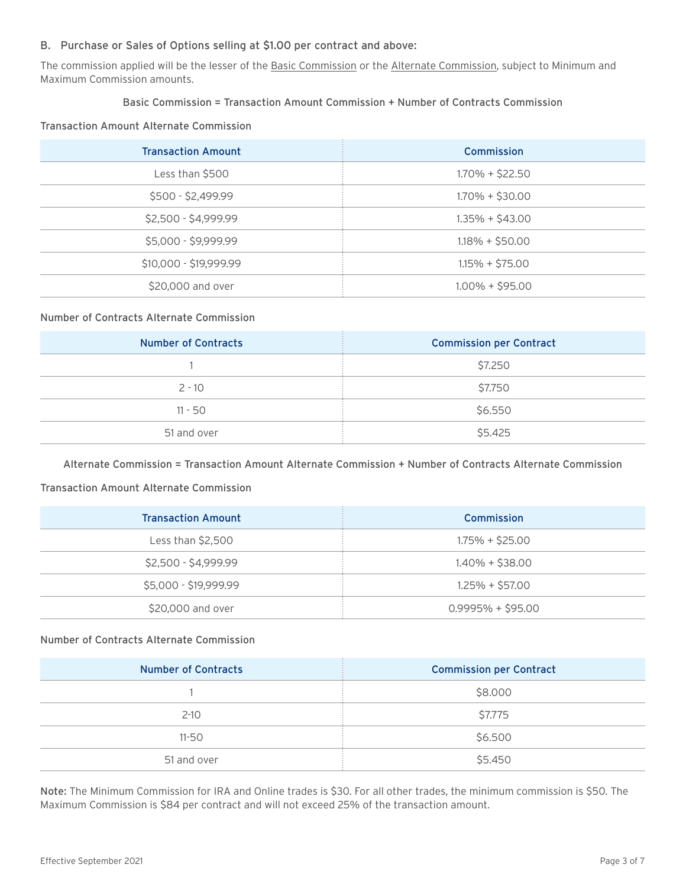### B. Purchase or Sales of Options selling at $1.00 per contract and above:

The commission applied will be the lesser of the Basic Commission or the Alternate Commission, subject to Minimum and Maximum Commission amounts.

Basic Commission = Transaction Amount Commission + Number of Contracts Commission

Transaction Amount Alternate Commission

| Transaction Amount | Commission |
|---|---|
| Less than $500 | 1.70% + $22.50 |
| $500 - $2,499.99 | 1.70% + $30.00 |
| $2,500 - $4,999.99 | 1.35% + $43.00 |
| $5,000 - $9,999.99 | 1.18% + $50.00 |
| $10,000 - $19,999.99 | 1.15% + $75.00 |
| $20,000 and over | 1.00% + $95.00 |

Number of Contracts Alternate Commission

| Number of Contracts | Commission per Contract |
|---|---|
| 1 | $7.250 |
| 2 - 10 | $7.750 |
| 11 - 50 | $6.550 |
| 51 and over | $5.425 |

Alternate Commission = Transaction Amount Alternate Commission + Number of Contracts Alternate Commission

Transaction Amount Alternate Commission

| Transaction Amount | Commission |
|---|---|
| Less than $2,500 | 1.75% + $25.00 |
| $2,500 - $4,999.99 | 1.40% + $38.00 |
| $5,000 - $19,999.99 | 1.25% + $57.00 |
| $20,000 and over | 0.9995% + $95.00 |

Number of Contracts Alternate Commission

| Number of Contracts | Commission per Contract |
|---|---|
| 1 | $8.000 |
| 2-10 | $7.775 |
| 11-50 | $6.500 |
| 51 and over | $5.450 |

**Note:** The Minimum Commission for IRA and Online trades is $30. For all other trades, the minimum commission is $50. The Maximum Commission is $84 per contract and will not exceed 25% of the transaction amount.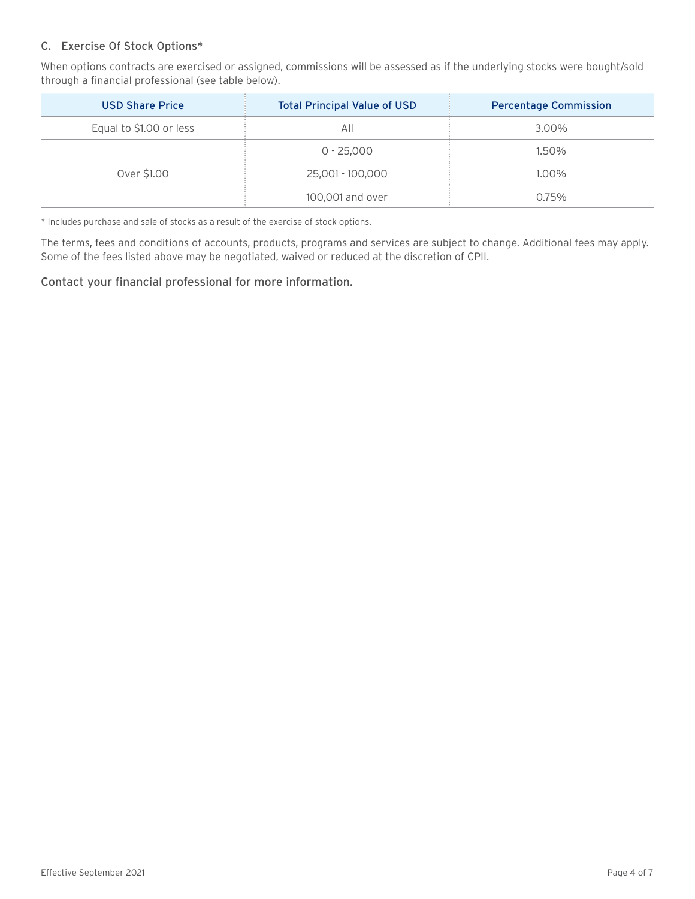### C. Exercise Of Stock Options*

When options contracts are exercised or assigned, commissions will be assessed as if the underlying stocks were bought/sold through a financial professional (see table below).

| USD Share Price | Total Principal Value of USD | Percentage Commission |
|---|---|---|
| Equal to $1.00 or less | All | 3.00% |
| Over $1.00 | 0 - 25,000 | 1.50% |
| | 25,001 - 100,000 | 1.00% |
| | 100,001 and over | 0.75% |

* Includes purchase and sale of stocks as a result of the exercise of stock options.

The terms, fees and conditions of accounts, products, programs and services are subject to change. Additional fees may apply. Some of the fees listed above may be negotiated, waived or reduced at the discretion of CPII.

Contact your financial professional for more information.

Effective September 2021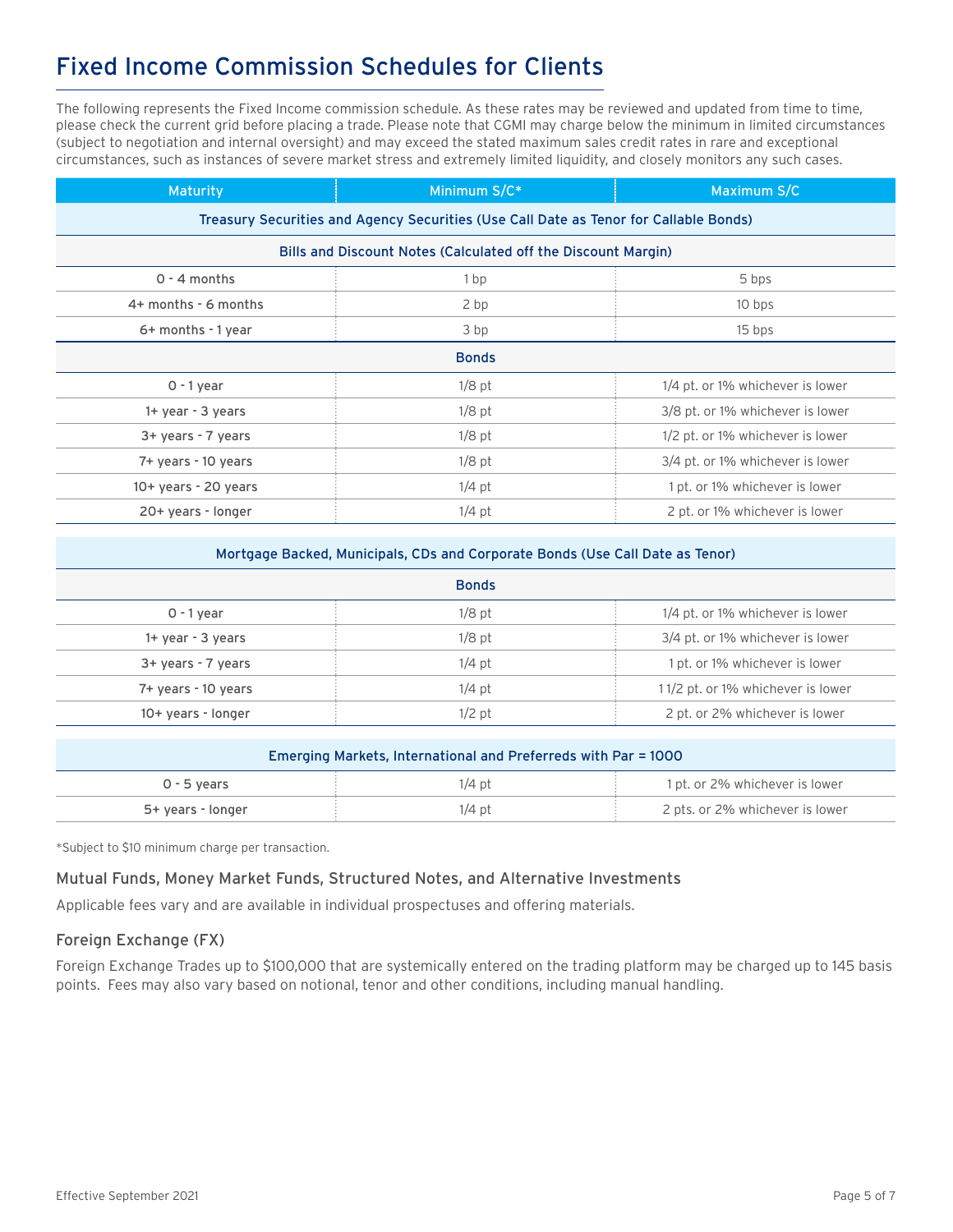# Fixed Income Commission Schedules for Clients

The following represents the Fixed Income commission schedule. As these rates may be reviewed and updated from time to time, please check the current grid before placing a trade. Please note that CGMI may charge below the minimum in limited circumstances (subject to negotiation and internal oversight) and may exceed the stated maximum sales credit rates in rare and exceptional circumstances, such as instances of severe market stress and extremely limited liquidity, and closely monitors any such cases.

| Maturity | Minimum S/C* | Maximum S/C |
|---|---|---|
| **Treasury Securities and Agency Securities (Use Call Date as Tenor for Callable Bonds)** | | |
| **Bills and Discount Notes (Calculated off the Discount Margin)** | | |
| 0 - 4 months | 1 bp | 5 bps |
| 4+ months - 6 months | 2 bp | 10 bps |
| 6+ months - 1 year | 3 bp | 15 bps |
| **Bonds** | | |
| 0 - 1 year | 1/8 pt | 1/4 pt. or 1% whichever is lower |
| 1+ year - 3 years | 1/8 pt | 3/8 pt. or 1% whichever is lower |
| 3+ years - 7 years | 1/8 pt | 1/2 pt. or 1% whichever is lower |
| 7+ years - 10 years | 1/8 pt | 3/4 pt. or 1% whichever is lower |
| 10+ years - 20 years | 1/4 pt | 1 pt. or 1% whichever is lower |
| 20+ years - longer | 1/4 pt | 2 pt. or 1% whichever is lower |
| **Mortgage Backed, Municipals, CDs and Corporate Bonds (Use Call Date as Tenor)** | | |
| **Bonds** | | |
| 0 - 1 year | 1/8 pt | 1/4 pt. or 1% whichever is lower |
| 1+ year - 3 years | 1/8 pt | 3/4 pt. or 1% whichever is lower |
| 3+ years - 7 years | 1/4 pt | 1 pt. or 1% whichever is lower |
| 7+ years - 10 years | 1/4 pt | 1 1/2 pt. or 1% whichever is lower |
| 10+ years - longer | 1/2 pt | 2 pt. or 2% whichever is lower |
| **Emerging Markets, International and Preferreds with Par = 1000** | | |
| 0 - 5 years | 1/4 pt | 1 pt. or 2% whichever is lower |
| 5+ years - longer | 1/4 pt | 2 pts. or 2% whichever is lower |

*Subject to $10 minimum charge per transaction.

### Mutual Funds, Money Market Funds, Structured Notes, and Alternative Investments

Applicable fees vary and are available in individual prospectuses and offering materials.

### Foreign Exchange (FX)

Foreign Exchange Trades up to $100,000 that are systemically entered on the trading platform may be charged up to 145 basis points. Fees may also vary based on notional, tenor and other conditions, including manual handling.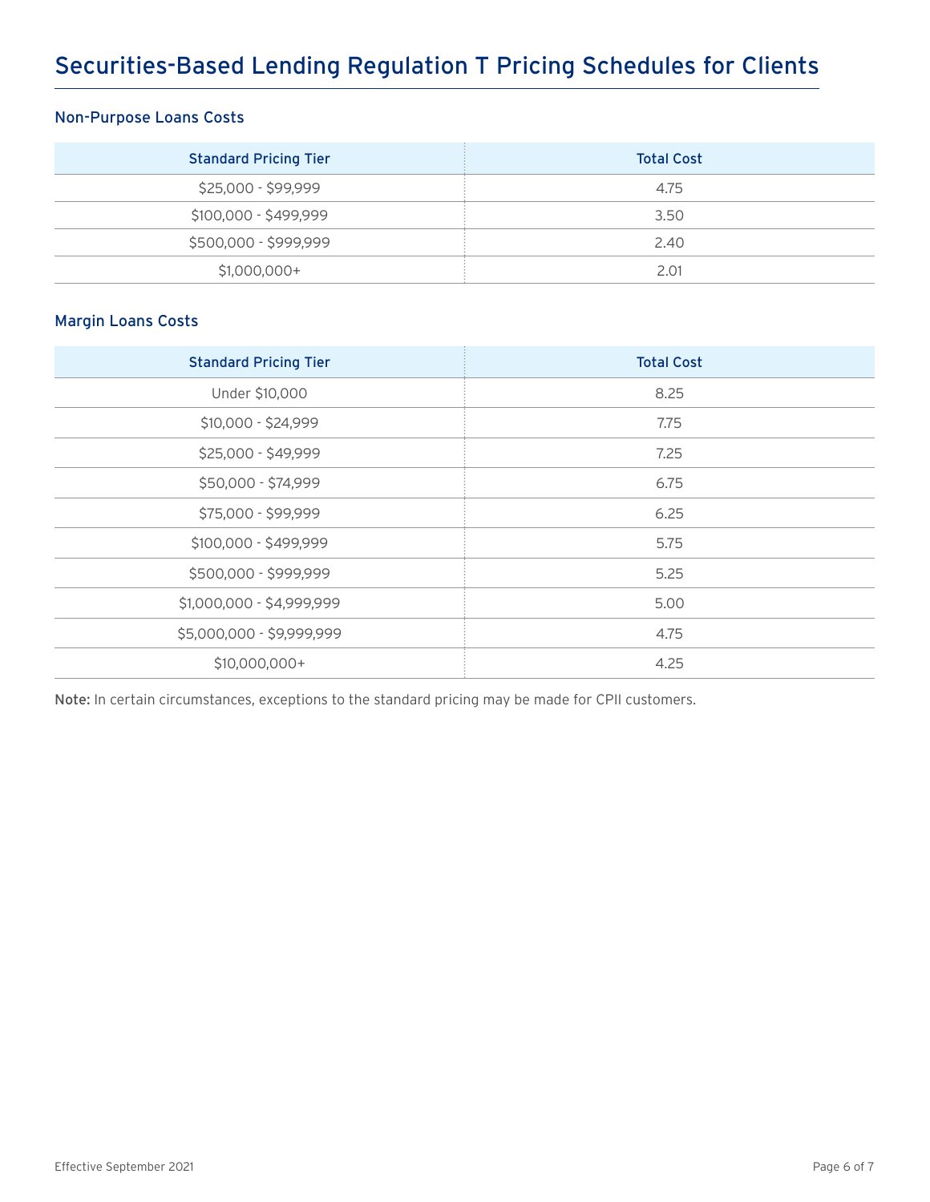# Securities-Based Lending Regulation T Pricing Schedules for Clients

### Non-Purpose Loans Costs

| Standard Pricing Tier | Total Cost |
|---|---|
| $25,000 - $99,999 | 4.75 |
| $100,000 - $499,999 | 3.50 |
| $500,000 - $999,999 | 2.40 |
| $1,000,000+ | 2.01 |

### Margin Loans Costs

| Standard Pricing Tier | Total Cost |
|---|---|
| Under $10,000 | 8.25 |
| $10,000 - $24,999 | 7.75 |
| $25,000 - $49,999 | 7.25 |
| $50,000 - $74,999 | 6.75 |
| $75,000 - $99,999 | 6.25 |
| $100,000 - $499,999 | 5.75 |
| $500,000 - $999,999 | 5.25 |
| $1,000,000 - $4,999,999 | 5.00 |
| $5,000,000 - $9,999,999 | 4.75 |
| $10,000,000+ | 4.25 |

**Note:** In certain circumstances, exceptions to the standard pricing may be made for CPII customers.

Effective September 2021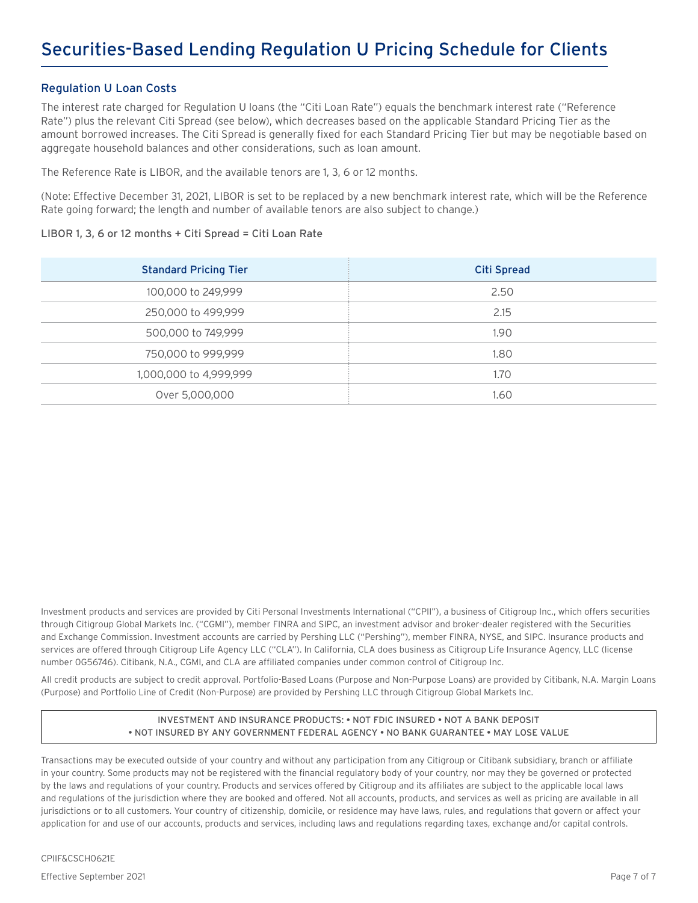# Securities-Based Lending Regulation U Pricing Schedule for Clients

## Regulation U Loan Costs

The interest rate charged for Regulation U loans (the "Citi Loan Rate") equals the benchmark interest rate ("Reference Rate") plus the relevant Citi Spread (see below), which decreases based on the applicable Standard Pricing Tier as the amount borrowed increases. The Citi Spread is generally fixed for each Standard Pricing Tier but may be negotiable based on aggregate household balances and other considerations, such as loan amount.

The Reference Rate is LIBOR, and the available tenors are 1, 3, 6 or 12 months.

(Note: Effective December 31, 2021, LIBOR is set to be replaced by a new benchmark interest rate, which will be the Reference Rate going forward; the length and number of available tenors are also subject to change.)

**LIBOR 1, 3, 6 or 12 months + Citi Spread = Citi Loan Rate**

| Standard Pricing Tier | Citi Spread |
|---|---|
| 100,000 to 249,999 | 2.50 |
| 250,000 to 499,999 | 2.15 |
| 500,000 to 749,999 | 1.90 |
| 750,000 to 999,999 | 1.80 |
| 1,000,000 to 4,999,999 | 1.70 |
| Over 5,000,000 | 1.60 |

Investment products and services are provided by Citi Personal Investments International ("CPII"), a business of Citigroup Inc., which offers securities through Citigroup Global Markets Inc. ("CGMI"), member FINRA and SIPC, an investment advisor and broker-dealer registered with the Securities and Exchange Commission. Investment accounts are carried by Pershing LLC ("Pershing"), member FINRA, NYSE, and SIPC. Insurance products and services are offered through Citigroup Life Agency LLC ("CLA"). In California, CLA does business as Citigroup Life Insurance Agency, LLC (license number 0G56746). Citibank, N.A., CGMI, and CLA are affiliated companies under common control of Citigroup Inc.

All credit products are subject to credit approval. Portfolio-Based Loans (Purpose and Non-Purpose Loans) are provided by Citibank, N.A. Margin Loans (Purpose) and Portfolio Line of Credit (Non-Purpose) are provided by Pershing LLC through Citigroup Global Markets Inc.

INVESTMENT AND INSURANCE PRODUCTS: • NOT FDIC INSURED • NOT A BANK DEPOSIT • NOT INSURED BY ANY GOVERNMENT FEDERAL AGENCY • NO BANK GUARANTEE • MAY LOSE VALUE

Transactions may be executed outside of your country and without any participation from any Citigroup or Citibank subsidiary, branch or affiliate in your country. Some products may not be registered with the financial regulatory body of your country, nor may they be governed or protected by the laws and regulations of your country. Products and services offered by Citigroup and its affiliates are subject to the applicable local laws and regulations of the jurisdiction where they are booked and offered. Not all accounts, products, and services as well as pricing are available in all jurisdictions or to all customers. Your country of citizenship, domicile, or residence may have laws, rules, and regulations that govern or affect your application for and use of our accounts, products and services, including laws and regulations regarding taxes, exchange and/or capital controls.

CPIIF&CSCH0621E

Effective September 2021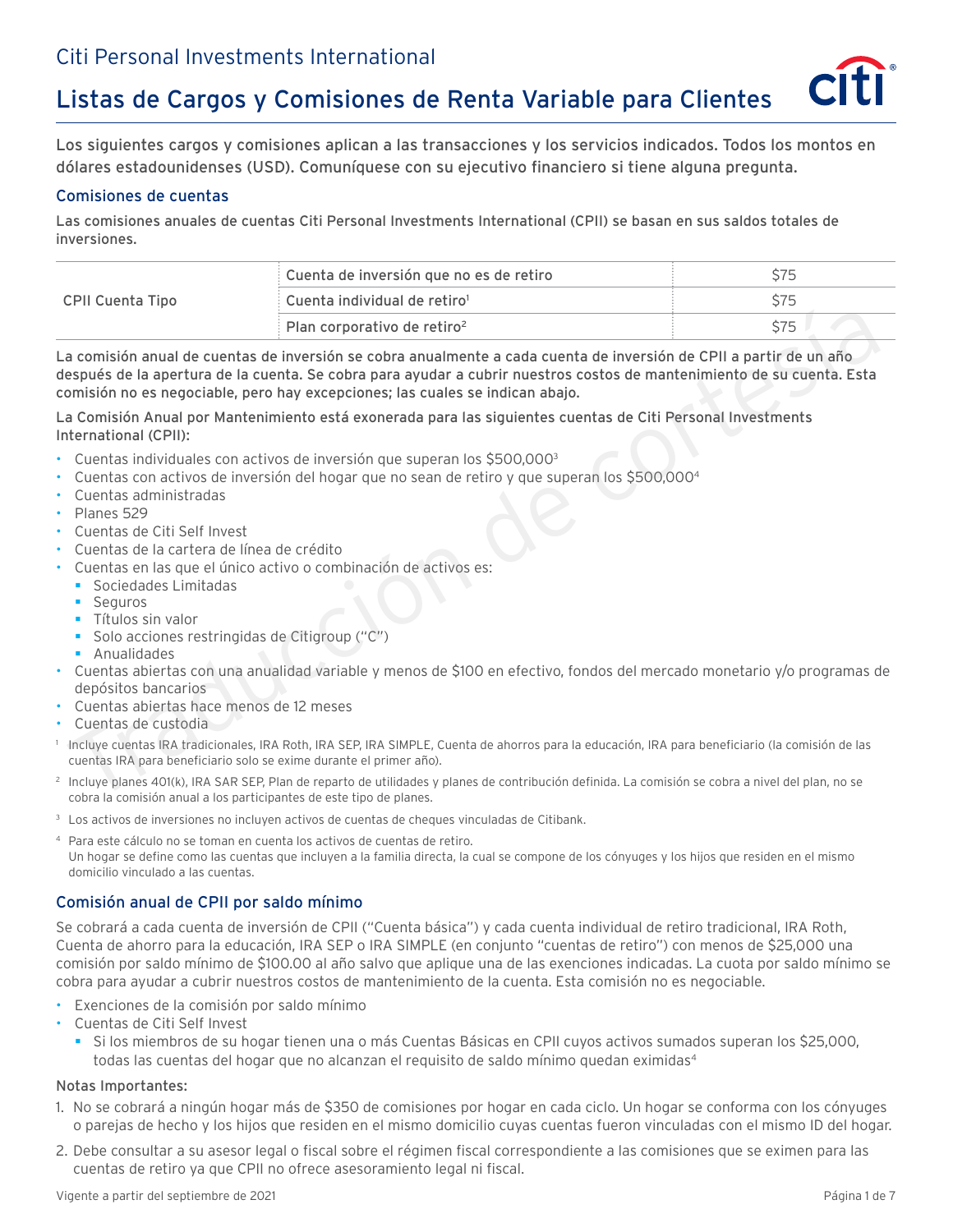Citi Personal Investments International

# Listas de Cargos y Comisiones de Renta Variable para Clientes

**Los siguientes cargos y comisiones aplican a las transacciones y los servicios indicados. Todos los montos en dólares estadounidenses (USD). Comuníquese con su ejecutivo financiero si tiene alguna pregunta.**

## Comisiones de cuentas

Las comisiones anuales de cuentas Citi Personal Investments International (CPII) se basan en sus saldos totales de inversiones.

| | | |
|---|---|---|
| CPII Cuenta Tipo | Cuenta de inversión que no es de retiro | $75 |
| | Cuenta individual de retiro[1] | $75 |
| | Plan corporativo de retiro[2] | $75 |

La comisión anual de cuentas de inversión se cobra anualmente a cada cuenta de inversión de CPII a partir de un año después de la apertura de la cuenta. Se cobra para ayudar a cubrir nuestros costos de mantenimiento de su cuenta. Esta comisión no es negociable, pero hay excepciones; las cuales se indican abajo.

La Comisión Anual por Mantenimiento está exonerada para las siguientes cuentas de Citi Personal Investments International (CPII):

- Cuentas individuales con activos de inversión que superan los $500,000[3]
- Cuentas con activos de inversión del hogar que no sean de retiro y que superan los $500,000[4]
- Cuentas administradas
- Planes 529
- Cuentas de Citi Self Invest
- Cuentas de la cartera de línea de crédito
- Cuentas en las que el único activo o combinación de activos es:
  - Sociedades Limitadas
  - Seguros
  - Títulos sin valor
  - Solo acciones restringidas de Citigroup ("C")
  - Anualidades
- Cuentas abiertas con una anualidad variable y menos de $100 en efectivo, fondos del mercado monetario y/o programas de depósitos bancarios
- Cuentas abiertas hace menos de 12 meses
- Cuentas de custodia

[1] Incluye cuentas IRA tradicionales, IRA Roth, IRA SEP, IRA SIMPLE, Cuenta de ahorros para la educación, IRA para beneficiario (la comisión de las cuentas IRA para beneficiario solo se exime durante el primer año).

[2] Incluye planes 401(k), IRA SAR SEP, Plan de reparto de utilidades y planes de contribución definida. La comisión se cobra a nivel del plan, no se cobra la comisión anual a los participantes de este tipo de planes.

[3] Los activos de inversiones no incluyen activos de cuentas de cheques vinculadas de Citibank.

[4] Para este cálculo no se toman en cuenta los activos de cuentas de retiro.
Un hogar se define como las cuentas que incluyen a la familia directa, la cual se compone de los cónyuges y los hijos que residen en el mismo domicilio vinculado a las cuentas.

## Comisión anual de CPII por saldo mínimo

Se cobrará a cada cuenta de inversión de CPII ("Cuenta básica") y cada cuenta individual de retiro tradicional, IRA Roth, Cuenta de ahorro para la educación, IRA SEP o IRA SIMPLE (en conjunto "cuentas de retiro") con menos de $25,000 una comisión por saldo mínimo de $100.00 al año salvo que aplique una de las exenciones indicadas. La cuota por saldo mínimo se cobra para ayudar a cubrir nuestros costos de mantenimiento de la cuenta. Esta comisión no es negociable.

- Exenciones de la comisión por saldo mínimo
- Cuentas de Citi Self Invest
  - Si los miembros de su hogar tienen una o más Cuentas Básicas en CPII cuyos activos sumados superan los $25,000, todas las cuentas del hogar que no alcanzan el requisito de saldo mínimo quedan eximidas[4]

Notas Importantes:

1. No se cobrará a ningún hogar más de $350 de comisiones por hogar en cada ciclo. Un hogar se conforma con los cónyuges o parejas de hecho y los hijos que residen en el mismo domicilio cuyas cuentas fueron vinculadas con el mismo ID del hogar.
2. Debe consultar a su asesor legal o fiscal sobre el régimen fiscal correspondiente a las comisiones que se eximen para las cuentas de retiro ya que CPII no ofrece asesoramiento legal ni fiscal.

Vigente a partir del septiembre de 2021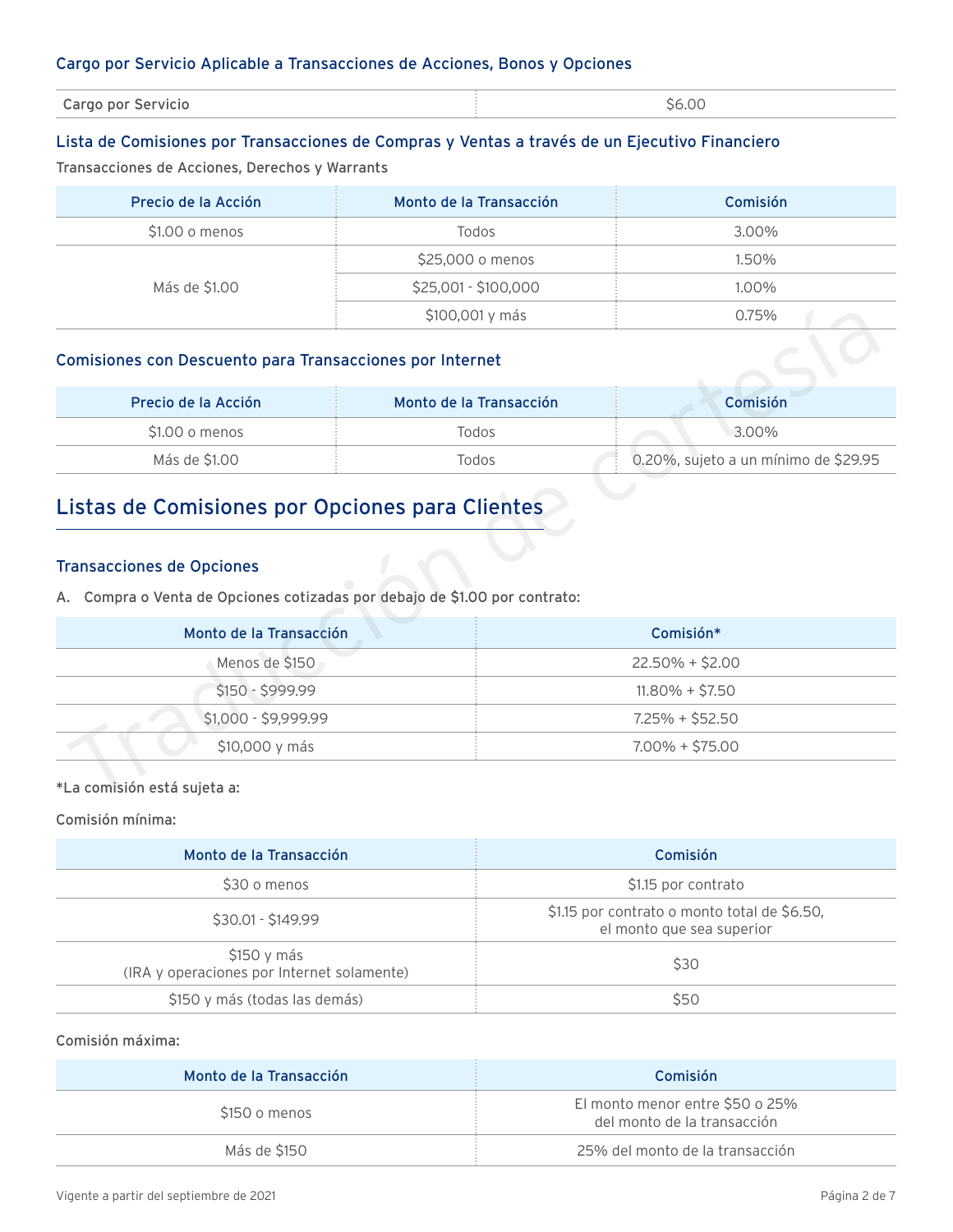### Cargo por Servicio Aplicable a Transacciones de Acciones, Bonos y Opciones

| Cargo por Servicio | $6.00 |
|---|---|

### Lista de Comisiones por Transacciones de Compras y Ventas a través de un Ejecutivo Financiero

Transacciones de Acciones, Derechos y Warrants

| Precio de la Acción | Monto de la Transacción | Comisión |
|---|---|---|
| $1.00 o menos | Todos | 3.00% |
| Más de $1.00 | $25,000 o menos | 1.50% |
| | $25,001 - $100,000 | 1.00% |
| | $100,001 y más | 0.75% |

### Comisiones con Descuento para Transacciones por Internet

| Precio de la Acción | Monto de la Transacción | Comisión |
|---|---|---|
| $1.00 o menos | Todos | 3.00% |
| Más de $1.00 | Todos | 0.20%, sujeto a un mínimo de $29.95 |

## Listas de Comisiones por Opciones para Clientes

### Transacciones de Opciones

A. **Compra o Venta de Opciones cotizadas por debajo de $1.00 por contrato:**

| Monto de la Transacción | Comisión* |
|---|---|
| Menos de $150 | 22.50% + $2.00 |
| $150 - $999.99 | 11.80% + $7.50 |
| $1,000 - $9,999.99 | 7.25% + $52.50 |
| $10,000 y más | 7.00% + $75.00 |

**\*La comisión está sujeta a:**

Comisión mínima:

| Monto de la Transacción | Comisión |
|---|---|
| $30 o menos | $1.15 por contrato |
| $30.01 - $149.99 | $1.15 por contrato o monto total de $6.50, el monto que sea superior |
| $150 y más (IRA y operaciones por Internet solamente) | $30 |
| $150 y más (todas las demás) | $50 |

Comisión máxima:

| Monto de la Transacción | Comisión |
|---|---|
| $150 o menos | El monto menor entre $50 o 25% del monto de la transacción |
| Más de $150 | 25% del monto de la transacción |

Vigente a partir del septiembre de 2021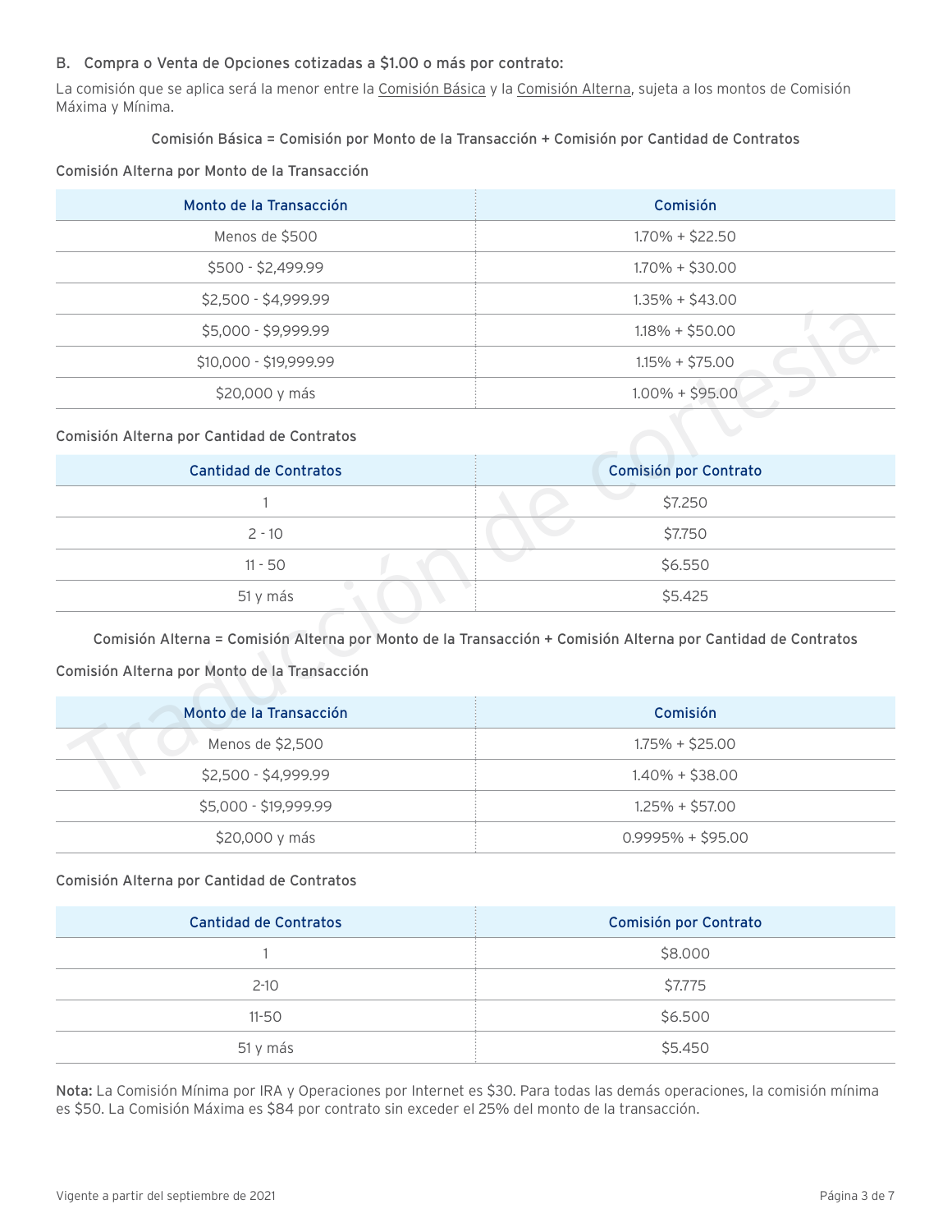### B. Compra o Venta de Opciones cotizadas a $1.00 o más por contrato:

La comisión que se aplica será la menor entre la Comisión Básica y la Comisión Alterna, sujeta a los montos de Comisión Máxima y Mínima.

Comisión Básica = Comisión por Monto de la Transacción + Comisión por Cantidad de Contratos

Comisión Alterna por Monto de la Transacción

| Monto de la Transacción | Comisión |
|---|---|
| Menos de $500 | 1.70% + $22.50 |
| $500 - $2,499.99 | 1.70% + $30.00 |
| $2,500 - $4,999.99 | 1.35% + $43.00 |
| $5,000 - $9,999.99 | 1.18% + $50.00 |
| $10,000 - $19,999.99 | 1.15% + $75.00 |
| $20,000 y más | 1.00% + $95.00 |

Comisión Alterna por Cantidad de Contratos

| Cantidad de Contratos | Comisión por Contrato |
|---|---|
| 1 | $7.250 |
| 2 - 10 | $7.750 |
| 11 - 50 | $6.550 |
| 51 y más | $5.425 |

Comisión Alterna = Comisión Alterna por Monto de la Transacción + Comisión Alterna por Cantidad de Contratos

Comisión Alterna por Monto de la Transacción

| Monto de la Transacción | Comisión |
|---|---|
| Menos de $2,500 | 1.75% + $25.00 |
| $2,500 - $4,999.99 | 1.40% + $38.00 |
| $5,000 - $19,999.99 | 1.25% + $57.00 |
| $20,000 y más | 0.9995% + $95.00 |

Comisión Alterna por Cantidad de Contratos

| Cantidad de Contratos | Comisión por Contrato |
|---|---|
| 1 | $8.000 |
| 2-10 | $7.775 |
| 11-50 | $6.500 |
| 51 y más | $5.450 |

**Nota:** La Comisión Mínima por IRA y Operaciones por Internet es $30. Para todas las demás operaciones, la comisión mínima es $50. La Comisión Máxima es $84 por contrato sin exceder el 25% del monto de la transacción.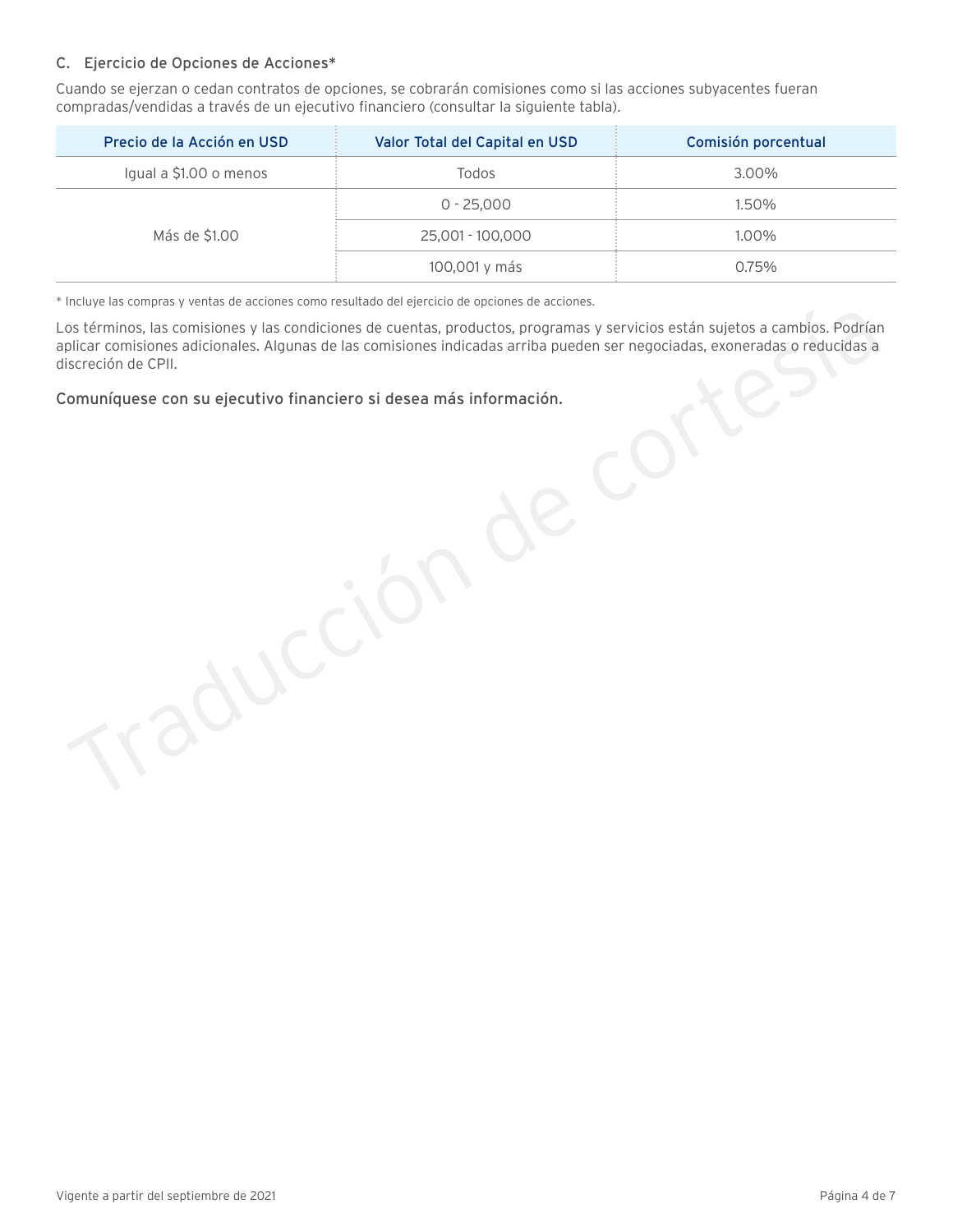### C. Ejercicio de Opciones de Acciones*

Cuando se ejerzan o cedan contratos de opciones, se cobrarán comisiones como si las acciones subyacentes fueran compradas/vendidas a través de un ejecutivo financiero (consultar la siguiente tabla).

| Precio de la Acción en USD | Valor Total del Capital en USD | Comisión porcentual |
|---|---|---|
| Igual a $1.00 o menos | Todos | 3.00% |
| Más de $1.00 | 0 - 25,000 | 1.50% |
| | 25,001 - 100,000 | 1.00% |
| | 100,001 y más | 0.75% |

* Incluye las compras y ventas de acciones como resultado del ejercicio de opciones de acciones.

Los términos, las comisiones y las condiciones de cuentas, productos, programas y servicios están sujetos a cambios. Podrían aplicar comisiones adicionales. Algunas de las comisiones indicadas arriba pueden ser negociadas, exoneradas o reducidas a discreción de CPII.

Comuníquese con su ejecutivo financiero si desea más información.

Vigente a partir del septiembre de 2021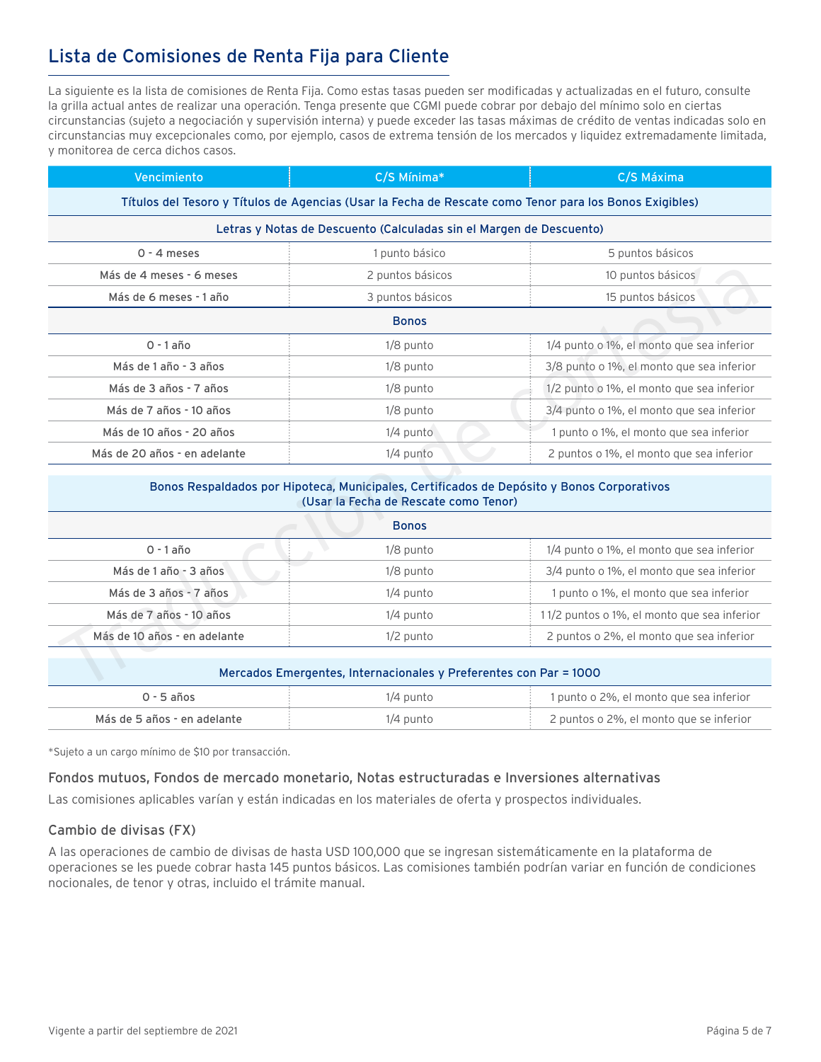## Lista de Comisiones de Renta Fija para Cliente

La siguiente es la lista de comisiones de Renta Fija. Como estas tasas pueden ser modificadas y actualizadas en el futuro, consulte la grilla actual antes de realizar una operación. Tenga presente que CGMI puede cobrar por debajo del mínimo solo en ciertas circunstancias (sujeto a negociación y supervisión interna) y puede exceder las tasas máximas de crédito de ventas indicadas solo en circunstancias muy excepcionales como, por ejemplo, casos de extrema tensión de los mercados y liquidez extremadamente limitada, y monitorea de cerca dichos casos.

| Vencimiento | C/S Mínima* | C/S Máxima |
|---|---|---|
| **Títulos del Tesoro y Títulos de Agencias (Usar la Fecha de Rescate como Tenor para los Bonos Exigibles)** | | |
| **Letras y Notas de Descuento (Calculadas sin el Margen de Descuento)** | | |
| 0 - 4 meses | 1 punto básico | 5 puntos básicos |
| Más de 4 meses - 6 meses | 2 puntos básicos | 10 puntos básicos |
| Más de 6 meses - 1 año | 3 puntos básicos | 15 puntos básicos |
| **Bonos** | | |
| 0 - 1 año | 1/8 punto | 1/4 punto o 1%, el monto que sea inferior |
| Más de 1 año - 3 años | 1/8 punto | 3/8 punto o 1%, el monto que sea inferior |
| Más de 3 años - 7 años | 1/8 punto | 1/2 punto o 1%, el monto que sea inferior |
| Más de 7 años - 10 años | 1/8 punto | 3/4 punto o 1%, el monto que sea inferior |
| Más de 10 años - 20 años | 1/4 punto | 1 punto o 1%, el monto que sea inferior |
| Más de 20 años - en adelante | 1/4 punto | 2 puntos o 1%, el monto que sea inferior |
| **Bonos Respaldados por Hipoteca, Municipales, Certificados de Depósito y Bonos Corporativos (Usar la Fecha de Rescate como Tenor)** | | |
| **Bonos** | | |
| 0 - 1 año | 1/8 punto | 1/4 punto o 1%, el monto que sea inferior |
| Más de 1 año - 3 años | 1/8 punto | 3/4 punto o 1%, el monto que sea inferior |
| Más de 3 años - 7 años | 1/4 punto | 1 punto o 1%, el monto que sea inferior |
| Más de 7 años - 10 años | 1/4 punto | 1 1/2 puntos o 1%, el monto que sea inferior |
| Más de 10 años - en adelante | 1/2 punto | 2 puntos o 2%, el monto que sea inferior |
| **Mercados Emergentes, Internacionales y Preferentes con Par = 1000** | | |
| 0 - 5 años | 1/4 punto | 1 punto o 2%, el monto que sea inferior |
| Más de 5 años - en adelante | 1/4 punto | 2 puntos o 2%, el monto que se inferior |

*Sujeto a un cargo mínimo de $10 por transacción.

### Fondos mutuos, Fondos de mercado monetario, Notas estructuradas e Inversiones alternativas

Las comisiones aplicables varían y están indicadas en los materiales de oferta y prospectos individuales.

### Cambio de divisas (FX)

A las operaciones de cambio de divisas de hasta USD 100,000 que se ingresan sistemáticamente en la plataforma de operaciones se les puede cobrar hasta 145 puntos básicos. Las comisiones también podrían variar en función de condiciones nocionales, de tenor y otras, incluido el trámite manual.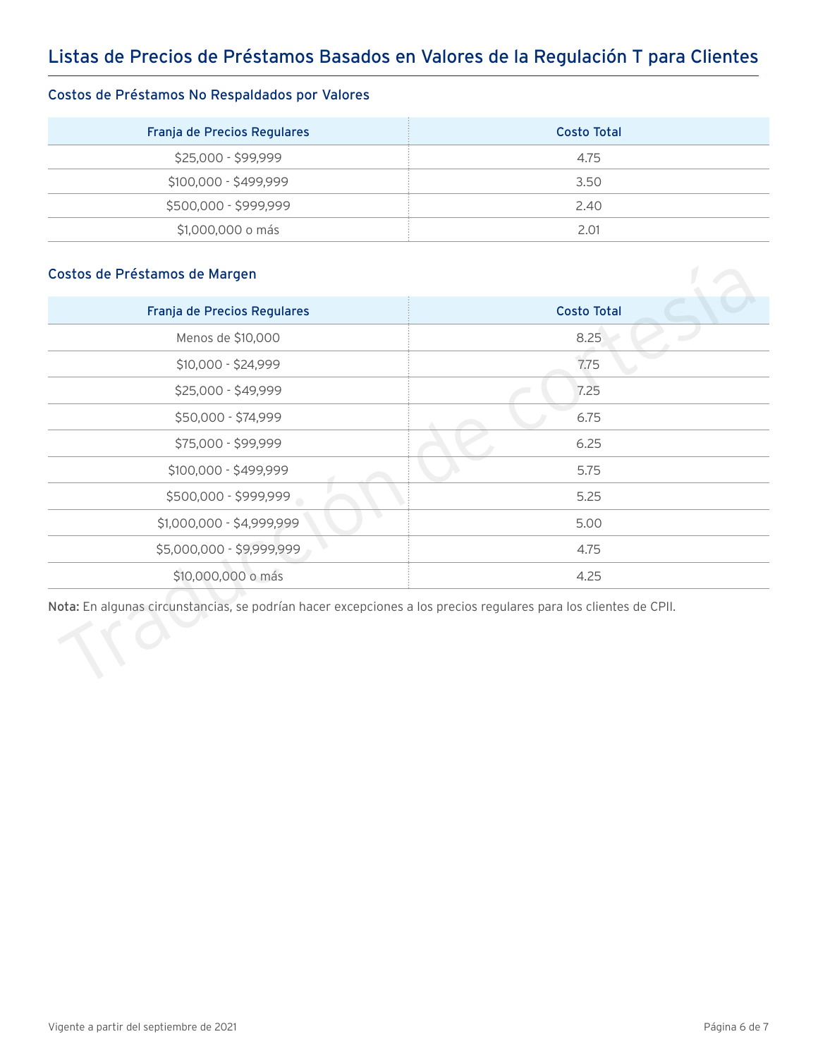## Listas de Precios de Préstamos Basados en Valores de la Regulación T para Clientes

### Costos de Préstamos No Respaldados por Valores

| Franja de Precios Regulares | Costo Total |
|---|---|
| $25,000 - $99,999 | 4.75 |
| $100,000 - $499,999 | 3.50 |
| $500,000 - $999,999 | 2.40 |
| $1,000,000 o más | 2.01 |

### Costos de Préstamos de Margen

| Franja de Precios Regulares | Costo Total |
|---|---|
| Menos de $10,000 | 8.25 |
| $10,000 - $24,999 | 7.75 |
| $25,000 - $49,999 | 7.25 |
| $50,000 - $74,999 | 6.75 |
| $75,000 - $99,999 | 6.25 |
| $100,000 - $499,999 | 5.75 |
| $500,000 - $999,999 | 5.25 |
| $1,000,000 - $4,999,999 | 5.00 |
| $5,000,000 - $9,999,999 | 4.75 |
| $10,000,000 o más | 4.25 |

**Nota:** En algunas circunstancias, se podrían hacer excepciones a los precios regulares para los clientes de CPII.

Vigente a partir del septiembre de 2021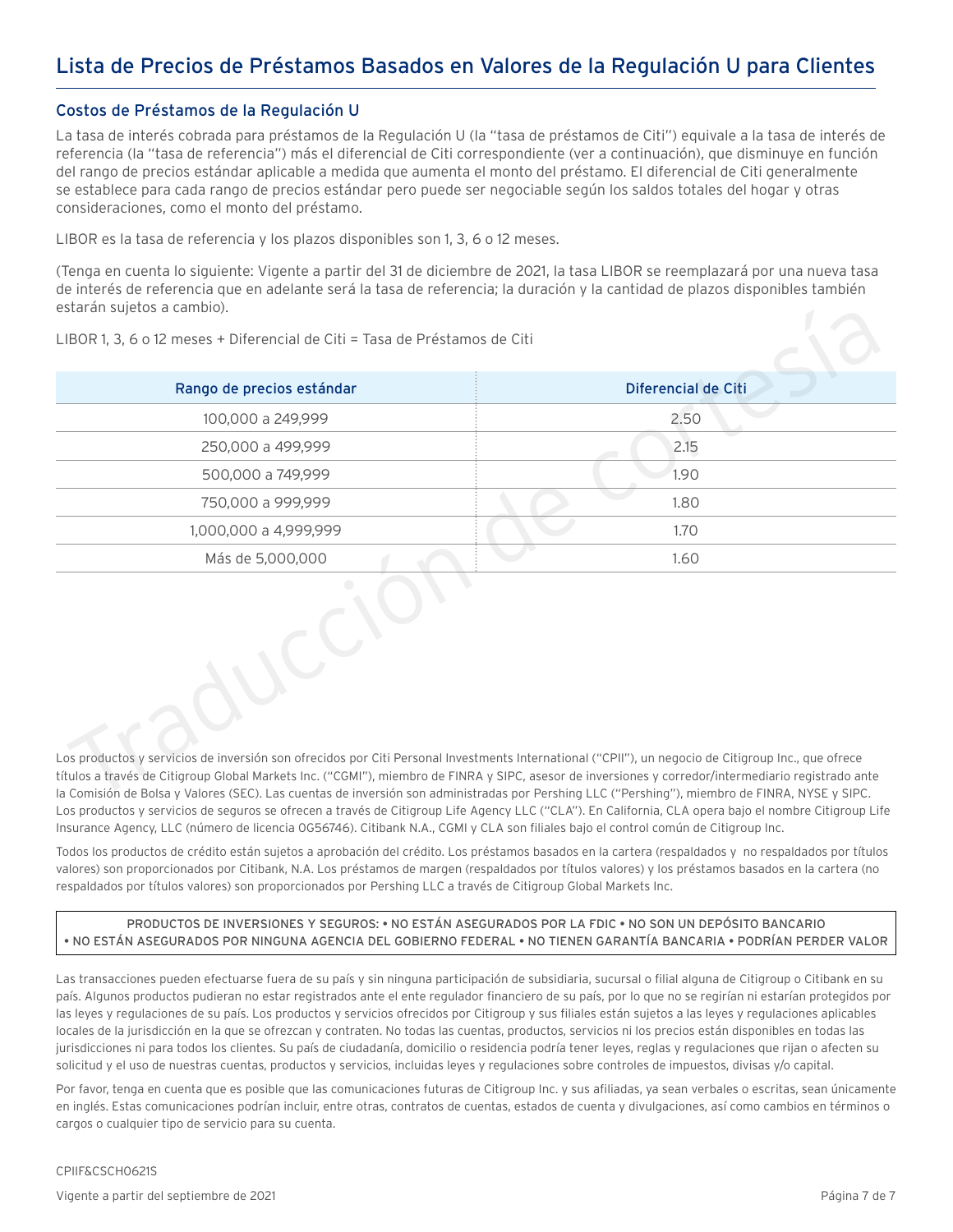# Lista de Precios de Préstamos Basados en Valores de la Regulación U para Clientes

## Costos de Préstamos de la Regulación U

La tasa de interés cobrada para préstamos de la Regulación U (la "tasa de préstamos de Citi") equivale a la tasa de interés de referencia (la "tasa de referencia") más el diferencial de Citi correspondiente (ver a continuación), que disminuye en función del rango de precios estándar aplicable a medida que aumenta el monto del préstamo. El diferencial de Citi generalmente se establece para cada rango de precios estándar pero puede ser negociable según los saldos totales del hogar y otras consideraciones, como el monto del préstamo.

LIBOR es la tasa de referencia y los plazos disponibles son 1, 3, 6 o 12 meses.

(Tenga en cuenta lo siguiente: Vigente a partir del 31 de diciembre de 2021, la tasa LIBOR se reemplazará por una nueva tasa de interés de referencia que en adelante será la tasa de referencia; la duración y la cantidad de plazos disponibles también estarán sujetos a cambio).

LIBOR 1, 3, 6 o 12 meses + Diferencial de Citi = Tasa de Préstamos de Citi

| Rango de precios estándar | Diferencial de Citi |
|---|---|
| 100,000 a 249,999 | 2.50 |
| 250,000 a 499,999 | 2.15 |
| 500,000 a 749,999 | 1.90 |
| 750,000 a 999,999 | 1.80 |
| 1,000,000 a 4,999,999 | 1.70 |
| Más de 5,000,000 | 1.60 |

Los productos y servicios de inversión son ofrecidos por Citi Personal Investments International ("CPII"), un negocio de Citigroup Inc., que ofrece títulos a través de Citigroup Global Markets Inc. ("CGMI"), miembro de FINRA y SIPC, asesor de inversiones y corredor/intermediario registrado ante la Comisión de Bolsa y Valores (SEC). Las cuentas de inversión son administradas por Pershing LLC ("Pershing"), miembro de FINRA, NYSE y SIPC. Los productos y servicios de seguros se ofrecen a través de Citigroup Life Agency LLC ("CLA"). En California, CLA opera bajo el nombre Citigroup Life Insurance Agency, LLC (número de licencia 0G56746). Citibank N.A., CGMI y CLA son filiales bajo el control común de Citigroup Inc.

Todos los productos de crédito están sujetos a aprobación del crédito. Los préstamos basados en la cartera (respaldados y no respaldados por títulos valores) son proporcionados por Citibank, N.A. Los préstamos de margen (respaldados por títulos valores) y los préstamos basados en la cartera (no respaldados por títulos valores) son proporcionados por Pershing LLC a través de Citigroup Global Markets Inc.

PRODUCTOS DE INVERSIONES Y SEGUROS: • NO ESTÁN ASEGURADOS POR LA FDIC • NO SON UN DEPÓSITO BANCARIO • NO ESTÁN ASEGURADOS POR NINGUNA AGENCIA DEL GOBIERNO FEDERAL • NO TIENEN GARANTÍA BANCARIA • PODRÍAN PERDER VALOR

Las transacciones pueden efectuarse fuera de su país y sin ninguna participación de subsidiaria, sucursal o filial alguna de Citigroup o Citibank en su país. Algunos productos pudieran no estar registrados ante el ente regulador financiero de su país, por lo que no se regirían ni estarían protegidos por las leyes y regulaciones de su país. Los productos y servicios ofrecidos por Citigroup y sus filiales están sujetos a las leyes y regulaciones aplicables locales de la jurisdicción en la que se ofrezcan y contraten. No todas las cuentas, productos, servicios ni los precios están disponibles en todas las jurisdicciones ni para todos los clientes. Su país de ciudadanía, domicilio o residencia podría tener leyes, reglas y regulaciones que rijan o afecten su solicitud y el uso de nuestras cuentas, productos y servicios, incluidas leyes y regulaciones sobre controles de impuestos, divisas y/o capital.

Por favor, tenga en cuenta que es posible que las comunicaciones futuras de Citigroup Inc. y sus afiliadas, ya sean verbales o escritas, sean únicamente en inglés. Estas comunicaciones podrían incluir, entre otras, contratos de cuentas, estados de cuenta y divulgaciones, así como cambios en términos o cargos o cualquier tipo de servicio para su cuenta.

CPIIF&CSCH0621S

Vigente a partir del septiembre de 2021